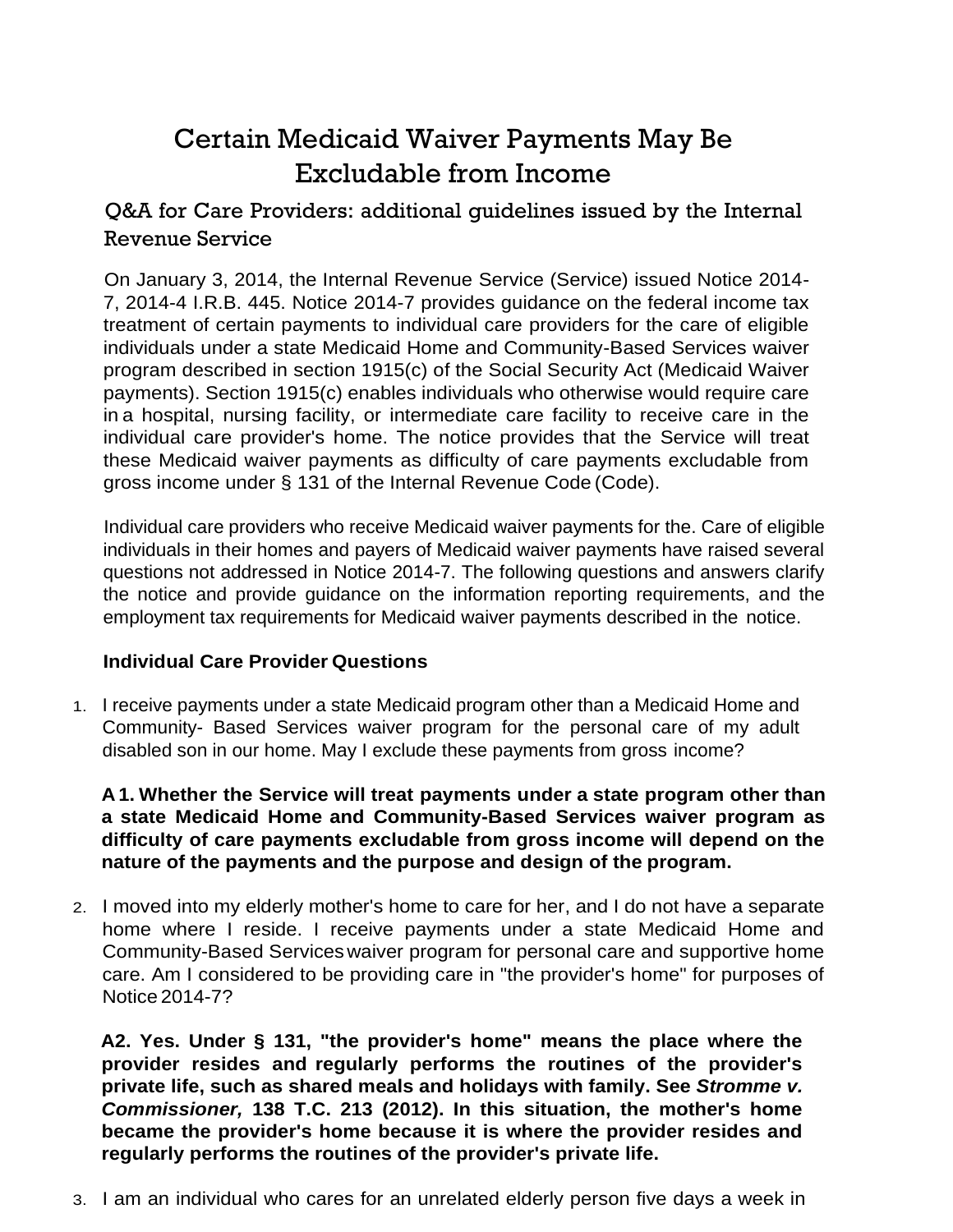# Certain Medicaid Waiver Payments May Be Excludable from Income

## Q&A for Care Providers: additional guidelines issued by the Internal Revenue Service

On January 3, 2014, the Internal Revenue Service (Service) issued Notice 2014-7, 2014-4 I.R.B. 445. Notice 2014-7 provides guidance on the federal income tax treatment of certain payments to individual care providers for the care of eligible individuals under a state Medicaid Home and Community-Based Services waiver program described in section 1915(c) of the Social Security Act (Medicaid Waiver payments). Section 1915(c) enables individuals who otherwise would require care in a hospital, nursing facility, or intermediate care facility to receive care in the individual care provider's home. The notice provides that the Service will treat these Medicaid waiver payments as difficulty of care payments excludable from gross income under § 131 of the Internal Revenue Code (Code).

Individual care providers who receive Medicaid waiver payments for the. Care of eligible individuals in their homes and payers of Medicaid waiver payments have raised several questions not addressed in Notice 2014-7. The following questions and answers clarify the notice and provide guidance on the information reporting requirements, and the employment tax requirements for Medicaid waiver payments described in the notice.

### Individual Care Provider Questions

1. I receive payments under a state Medicaid program other than a Medicaid Home and Community- Based Services waiver program for the personal care of my adult disabled son in our home. May I exclude these payments from gross income?

   **A 1. Whether the Service will treat payments under a state program other than a state Medicaid Home and Community-Based Services waiver program as difficulty of care payments excludable from gross income will depend on the nature of the payments and the purpose and design of the program.**

2. I moved into my elderly mother's home to care for her, and I do not have a separate home where I reside. I receive payments under a state Medicaid Home and Community-Based Services waiver program for personal care and supportive home care. Am I considered to be providing care in "the provider's home" for purposes of Notice 2014-7?

   **A2. Yes. Under § 131, "the provider's home" means the place where the provider resides and regularly performs the routines of the provider's private life, such as shared meals and holidays with family. See *Stromme v. Commissioner,* 138 T.C. 213 (2012). In this situation, the mother's home became the provider's home because it is where the provider resides and regularly performs the routines of the provider's private life.**

3. I am an individual who cares for an unrelated elderly person five days a week in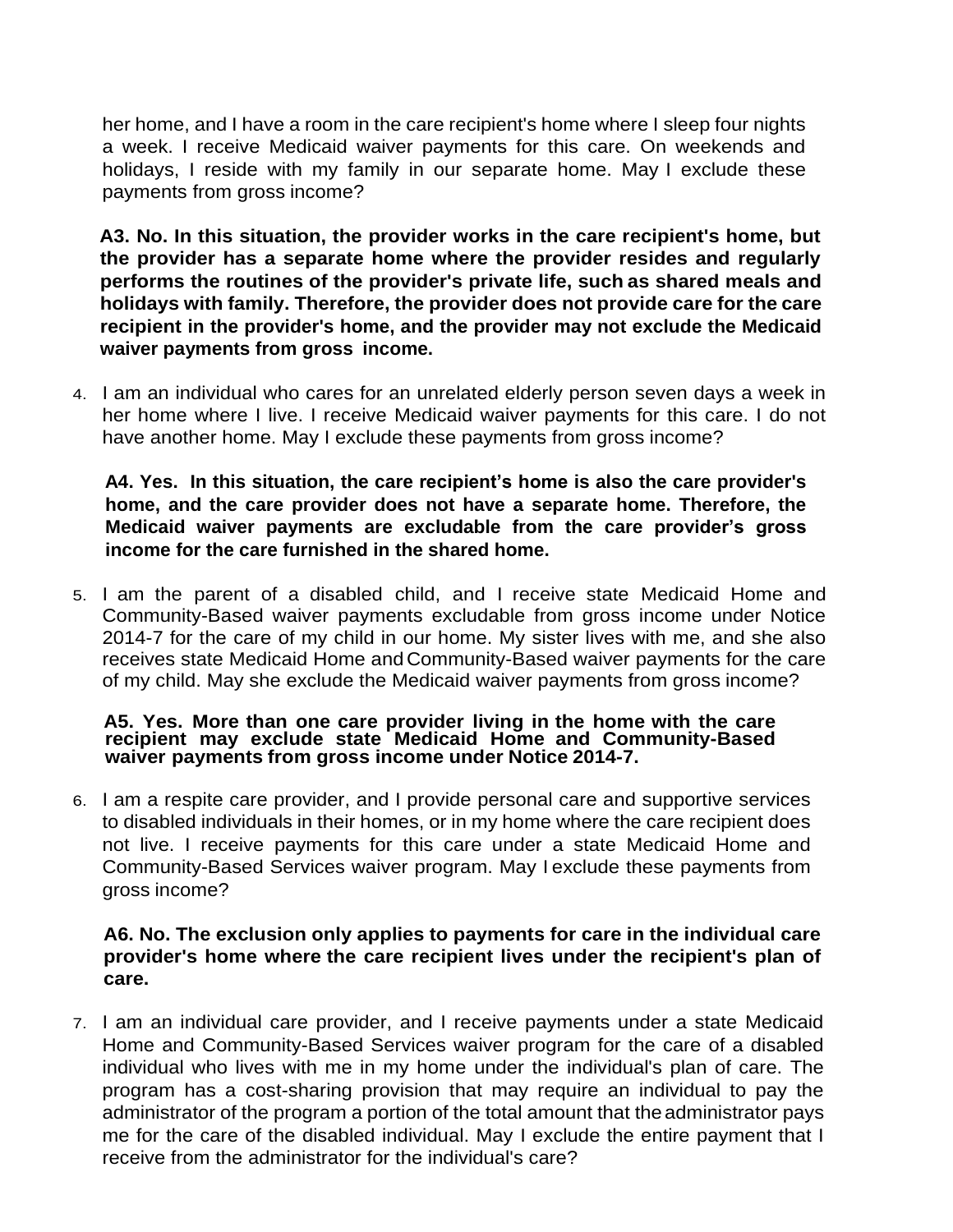her home, and I have a room in the care recipient's home where I sleep four nights a week. I receive Medicaid waiver payments for this care. On weekends and holidays, I reside with my family in our separate home. May I exclude these payments from gross income?

**A3. No. In this situation, the provider works in the care recipient's home, but the provider has a separate home where the provider resides and regularly performs the routines of the provider's private life, such as shared meals and holidays with family. Therefore, the provider does not provide care for the care recipient in the provider's home, and the provider may not exclude the Medicaid waiver payments from gross income.**

4. I am an individual who cares for an unrelated elderly person seven days a week in her home where I live. I receive Medicaid waiver payments for this care. I do not have another home. May I exclude these payments from gross income?

**A4. Yes. In this situation, the care recipient's home is also the care provider's home, and the care provider does not have a separate home. Therefore, the Medicaid waiver payments are excludable from the care provider's gross income for the care furnished in the shared home.**

5. I am the parent of a disabled child, and I receive state Medicaid Home and Community-Based waiver payments excludable from gross income under Notice 2014-7 for the care of my child in our home. My sister lives with me, and she also receives state Medicaid Home and Community-Based waiver payments for the care of my child. May she exclude the Medicaid waiver payments from gross income?

**A5. Yes. More than one care provider living in the home with the care recipient may exclude state Medicaid Home and Community-Based waiver payments from gross income under Notice 2014-7.**

6. I am a respite care provider, and I provide personal care and supportive services to disabled individuals in their homes, or in my home where the care recipient does not live. I receive payments for this care under a state Medicaid Home and Community-Based Services waiver program. May I exclude these payments from gross income?

**A6. No. The exclusion only applies to payments for care in the individual care provider's home where the care recipient lives under the recipient's plan of care.**

7. I am an individual care provider, and I receive payments under a state Medicaid Home and Community-Based Services waiver program for the care of a disabled individual who lives with me in my home under the individual's plan of care. The program has a cost-sharing provision that may require an individual to pay the administrator of the program a portion of the total amount that the administrator pays me for the care of the disabled individual. May I exclude the entire payment that I receive from the administrator for the individual's care?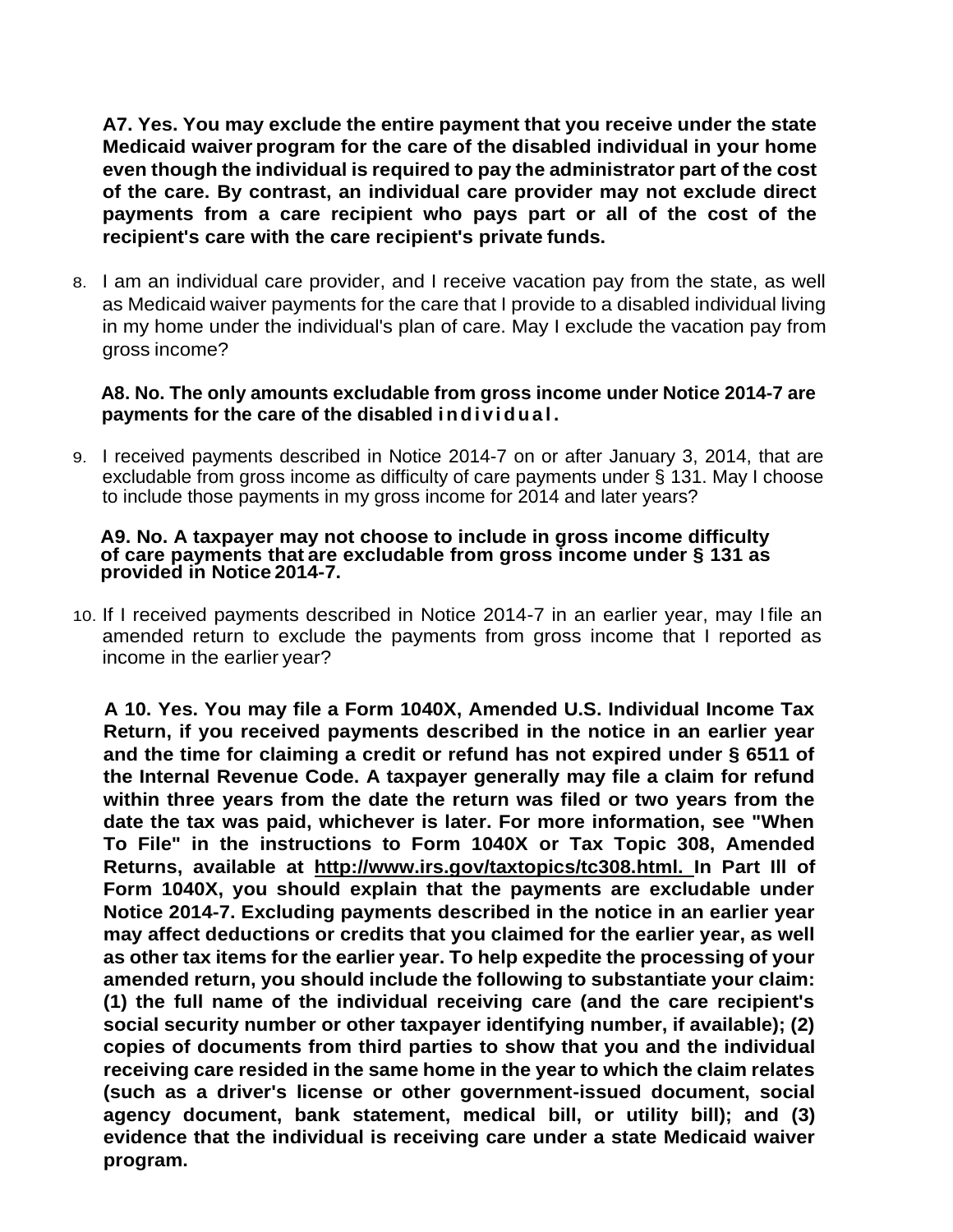**A7. Yes. You may exclude the entire payment that you receive under the state Medicaid waiver program for the care of the disabled individual in your home even though the individual is required to pay the administrator part of the cost of the care. By contrast, an individual care provider may not exclude direct payments from a care recipient who pays part or all of the cost of the recipient's care with the care recipient's private funds.**

8. I am an individual care provider, and I receive vacation pay from the state, as well as Medicaid waiver payments for the care that I provide to a disabled individual living in my home under the individual's plan of care. May I exclude the vacation pay from gross income?

   **A8. No. The only amounts excludable from gross income under Notice 2014-7 are payments for the care of the disabled individual.**

9. I received payments described in Notice 2014-7 on or after January 3, 2014, that are excludable from gross income as difficulty of care payments under § 131. May I choose to include those payments in my gross income for 2014 and later years?

   **A9. No. A taxpayer may not choose to include in gross income difficulty of care payments that are excludable from gross income under § 131 as provided in Notice 2014-7.**

10. If I received payments described in Notice 2014-7 in an earlier year, may I file an amended return to exclude the payments from gross income that I reported as income in the earlier year?

   **A 10. Yes. You may file a Form 1040X, Amended U.S. Individual Income Tax Return, if you received payments described in the notice in an earlier year and the time for claiming a credit or refund has not expired under § 6511 of the Internal Revenue Code. A taxpayer generally may file a claim for refund within three years from the date the return was filed or two years from the date the tax was paid, whichever is later. For more information, see "When To File" in the instructions to Form 1040X or Tax Topic 308, Amended Returns, available at [http://www.irs.gov/taxtopics/tc308.html.](http://www.irs.gov/taxtopics/tc308.html) In Part Ill of Form 1040X, you should explain that the payments are excludable under Notice 2014-7. Excluding payments described in the notice in an earlier year may affect deductions or credits that you claimed for the earlier year, as well as other tax items for the earlier year. To help expedite the processing of your amended return, you should include the following to substantiate your claim: (1) the full name of the individual receiving care (and the care recipient's social security number or other taxpayer identifying number, if available); (2) copies of documents from third parties to show that you and the individual receiving care resided in the same home in the year to which the claim relates (such as a driver's license or other government-issued document, social agency document, bank statement, medical bill, or utility bill); and (3) evidence that the individual is receiving care under a state Medicaid waiver program.**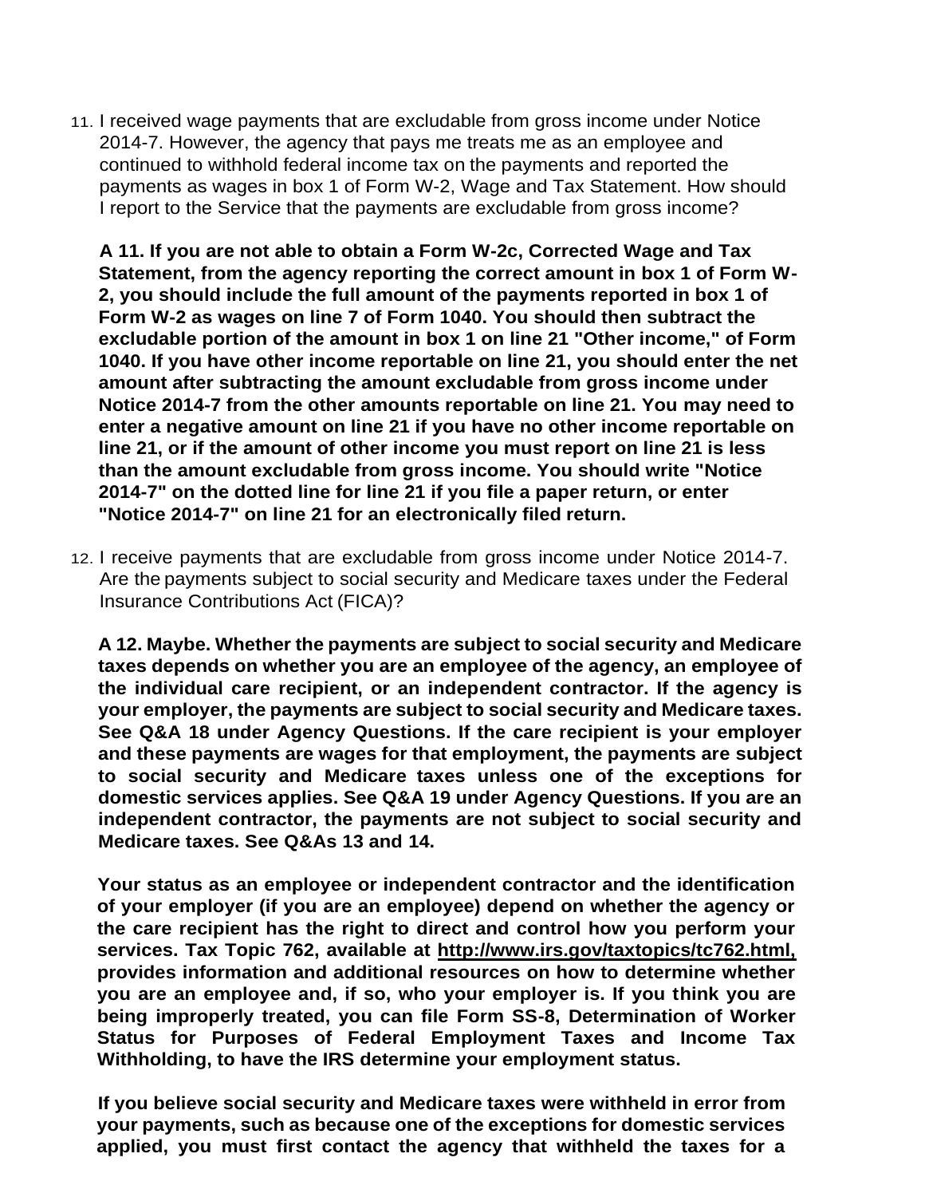11. I received wage payments that are excludable from gross income under Notice 2014-7. However, the agency that pays me treats me as an employee and continued to withhold federal income tax on the payments and reported the payments as wages in box 1 of Form W-2, Wage and Tax Statement. How should I report to the Service that the payments are excludable from gross income?

**A 11. If you are not able to obtain a Form W-2c, Corrected Wage and Tax Statement, from the agency reporting the correct amount in box 1 of Form W-2, you should include the full amount of the payments reported in box 1 of Form W-2 as wages on line 7 of Form 1040. You should then subtract the excludable portion of the amount in box 1 on line 21 "Other income," of Form 1040. If you have other income reportable on line 21, you should enter the net amount after subtracting the amount excludable from gross income under Notice 2014-7 from the other amounts reportable on line 21. You may need to enter a negative amount on line 21 if you have no other income reportable on line 21, or if the amount of other income you must report on line 21 is less than the amount excludable from gross income. You should write "Notice 2014-7" on the dotted line for line 21 if you file a paper return, or enter "Notice 2014-7" on line 21 for an electronically filed return.**

12. I receive payments that are excludable from gross income under Notice 2014-7. Are the payments subject to social security and Medicare taxes under the Federal Insurance Contributions Act (FICA)?

**A 12. Maybe. Whether the payments are subject to social security and Medicare taxes depends on whether you are an employee of the agency, an employee of the individual care recipient, or an independent contractor. If the agency is your employer, the payments are subject to social security and Medicare taxes. See Q&A 18 under Agency Questions. If the care recipient is your employer and these payments are wages for that employment, the payments are subject to social security and Medicare taxes unless one of the exceptions for domestic services applies. See Q&A 19 under Agency Questions. If you are an independent contractor, the payments are not subject to social security and Medicare taxes. See Q&As 13 and 14.**

**Your status as an employee or independent contractor and the identification of your employer (if you are an employee) depend on whether the agency or the care recipient has the right to direct and control how you perform your services. Tax Topic 762, available at http://www.irs.gov/taxtopics/tc762.html, provides information and additional resources on how to determine whether you are an employee and, if so, who your employer is. If you think you are being improperly treated, you can file Form SS-8, Determination of Worker Status for Purposes of Federal Employment Taxes and Income Tax Withholding, to have the IRS determine your employment status.**

**If you believe social security and Medicare taxes were withheld in error from your payments, such as because one of the exceptions for domestic services applied, you must first contact the agency that withheld the taxes for a**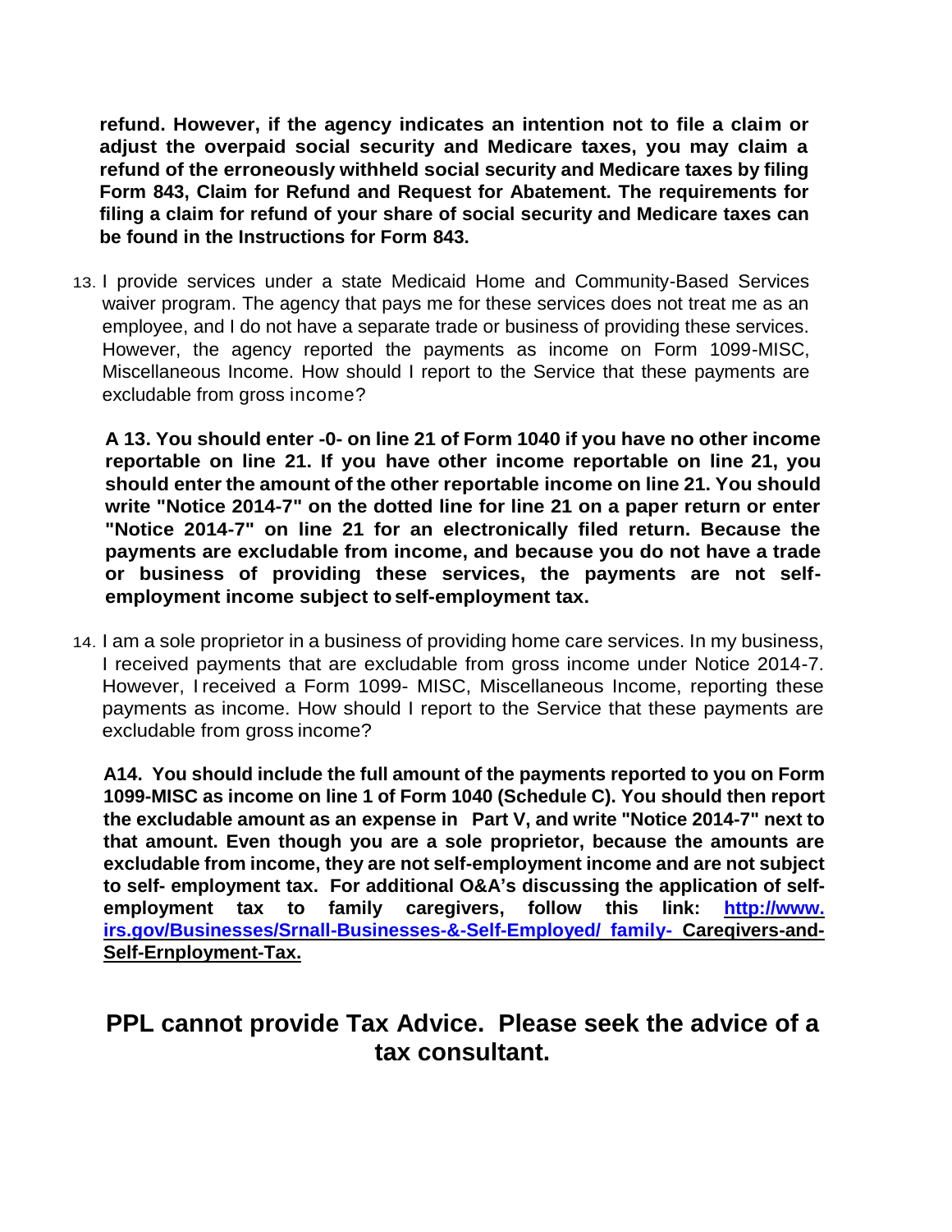**refund. However, if the agency indicates an intention not to file a claim or adjust the overpaid social security and Medicare taxes, you may claim a refund of the erroneously withheld social security and Medicare taxes by filing Form 843, Claim for Refund and Request for Abatement. The requirements for filing a claim for refund of your share of social security and Medicare taxes can be found in the Instructions for Form 843.**

13. I provide services under a state Medicaid Home and Community-Based Services waiver program. The agency that pays me for these services does not treat me as an employee, and I do not have a separate trade or business of providing these services. However, the agency reported the payments as income on Form 1099-MISC, Miscellaneous Income. How should I report to the Service that these payments are excludable from gross income?

    **A 13. You should enter -0- on line 21 of Form 1040 if you have no other income reportable on line 21. If you have other income reportable on line 21, you should enter the amount of the other reportable income on line 21. You should write "Notice 2014-7" on the dotted line for line 21 on a paper return or enter "Notice 2014-7" on line 21 for an electronically filed return. Because the payments are excludable from income, and because you do not have a trade or business of providing these services, the payments are not self-employment income subject to self-employment tax.**

14. I am a sole proprietor in a business of providing home care services. In my business, I received payments that are excludable from gross income under Notice 2014-7. However, I received a Form 1099- MISC, Miscellaneous Income, reporting these payments as income. How should I report to the Service that these payments are excludable from gross income?

    **A14. You should include the full amount of the payments reported to you on Form 1099-MISC as income on line 1 of Form 1040 (Schedule C). You should then report the excludable amount as an expense in Part V, and write "Notice 2014-7" next to that amount. Even though you are a sole proprietor, because the amounts are excludable from income, they are not self-employment income and are not subject to self- employment tax. For additional O&A's discussing the application of self-employment tax to family caregivers, follow this link: [http://www. irs.gov/Businesses/Srnall-Businesses-&-Self-Employed/ family- Careqivers-and-Self-Ernployment-Tax.](http://www.irs.gov/Businesses/Srnall-Businesses-&-Self-Employed/family-Careqivers-and-Self-Ernployment-Tax)**

## PPL cannot provide Tax Advice. Please seek the advice of a tax consultant.